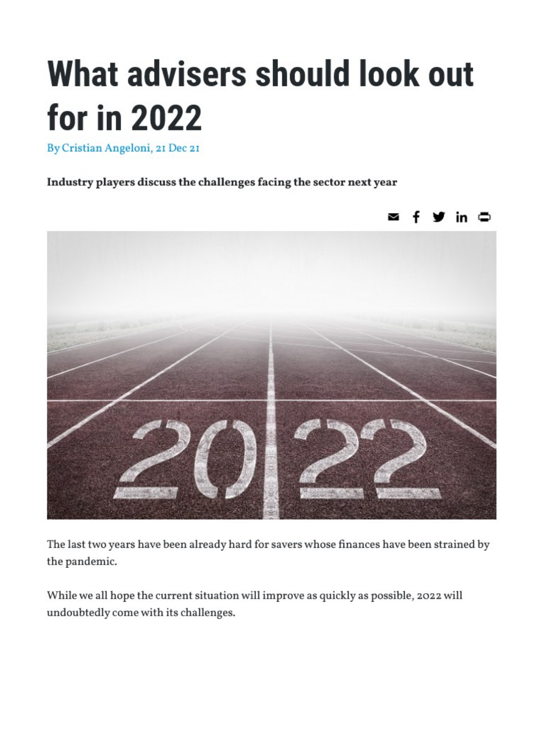# What advisers should look out for in 2022

By Cristian Angeloni, 21 Dec 21

**Industry players discuss the challenges facing the sector next year**

The last two years have been already hard for savers whose finances have been strained by the pandemic.

While we all hope the current situation will improve as quickly as possible, 2022 will undoubtedly come with its challenges.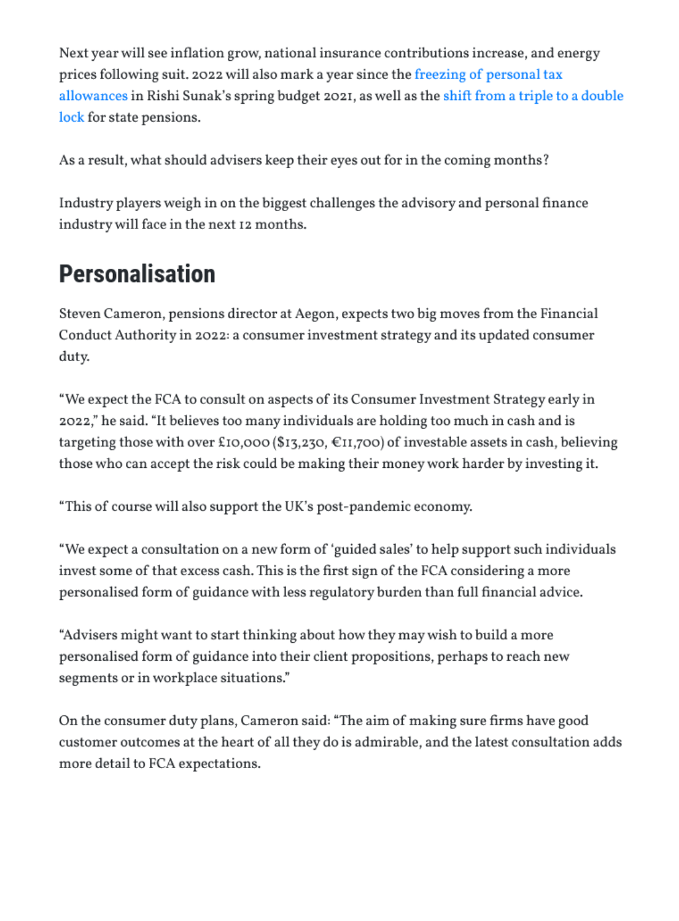Next year will see inflation grow, national insurance contributions increase, and energy prices following suit. 2022 will also mark a year since the freezing of personal tax allowances in Rishi Sunak's spring budget 2021, as well as the shift from a triple to a double lock for state pensions.

As a result, what should advisers keep their eyes out for in the coming months?

Industry players weigh in on the biggest challenges the advisory and personal finance industry will face in the next 12 months.

## Personalisation

Steven Cameron, pensions director at Aegon, expects two big moves from the Financial Conduct Authority in 2022: a consumer investment strategy and its updated consumer duty.

"We expect the FCA to consult on aspects of its Consumer Investment Strategy early in 2022," he said. "It believes too many individuals are holding too much in cash and is targeting those with over £10,000 ($13,230, €11,700) of investable assets in cash, believing those who can accept the risk could be making their money work harder by investing it.

"This of course will also support the UK's post-pandemic economy.

"We expect a consultation on a new form of 'guided sales' to help support such individuals invest some of that excess cash. This is the first sign of the FCA considering a more personalised form of guidance with less regulatory burden than full financial advice.

"Advisers might want to start thinking about how they may wish to build a more personalised form of guidance into their client propositions, perhaps to reach new segments or in workplace situations."

On the consumer duty plans, Cameron said: "The aim of making sure firms have good customer outcomes at the heart of all they do is admirable, and the latest consultation adds more detail to FCA expectations.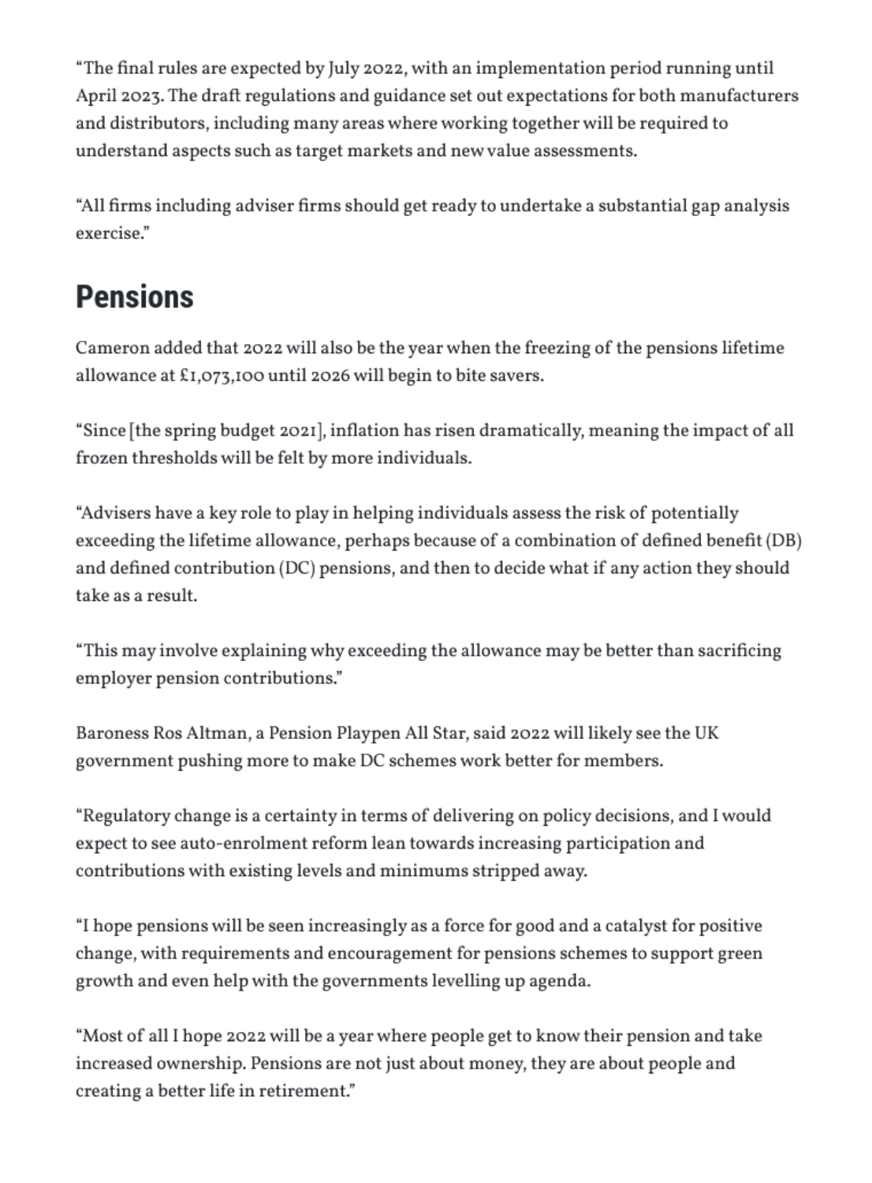"The final rules are expected by July 2022, with an implementation period running until April 2023. The draft regulations and guidance set out expectations for both manufacturers and distributors, including many areas where working together will be required to understand aspects such as target markets and new value assessments.

"All firms including adviser firms should get ready to undertake a substantial gap analysis exercise."

## Pensions

Cameron added that 2022 will also be the year when the freezing of the pensions lifetime allowance at £1,073,100 until 2026 will begin to bite savers.

"Since [the spring budget 2021], inflation has risen dramatically, meaning the impact of all frozen thresholds will be felt by more individuals.

"Advisers have a key role to play in helping individuals assess the risk of potentially exceeding the lifetime allowance, perhaps because of a combination of defined benefit (DB) and defined contribution (DC) pensions, and then to decide what if any action they should take as a result.

"This may involve explaining why exceeding the allowance may be better than sacrificing employer pension contributions."

Baroness Ros Altman, a Pension Playpen All Star, said 2022 will likely see the UK government pushing more to make DC schemes work better for members.

"Regulatory change is a certainty in terms of delivering on policy decisions, and I would expect to see auto-enrolment reform lean towards increasing participation and contributions with existing levels and minimums stripped away.

"I hope pensions will be seen increasingly as a force for good and a catalyst for positive change, with requirements and encouragement for pensions schemes to support green growth and even help with the governments levelling up agenda.

"Most of all I hope 2022 will be a year where people get to know their pension and take increased ownership. Pensions are not just about money, they are about people and creating a better life in retirement."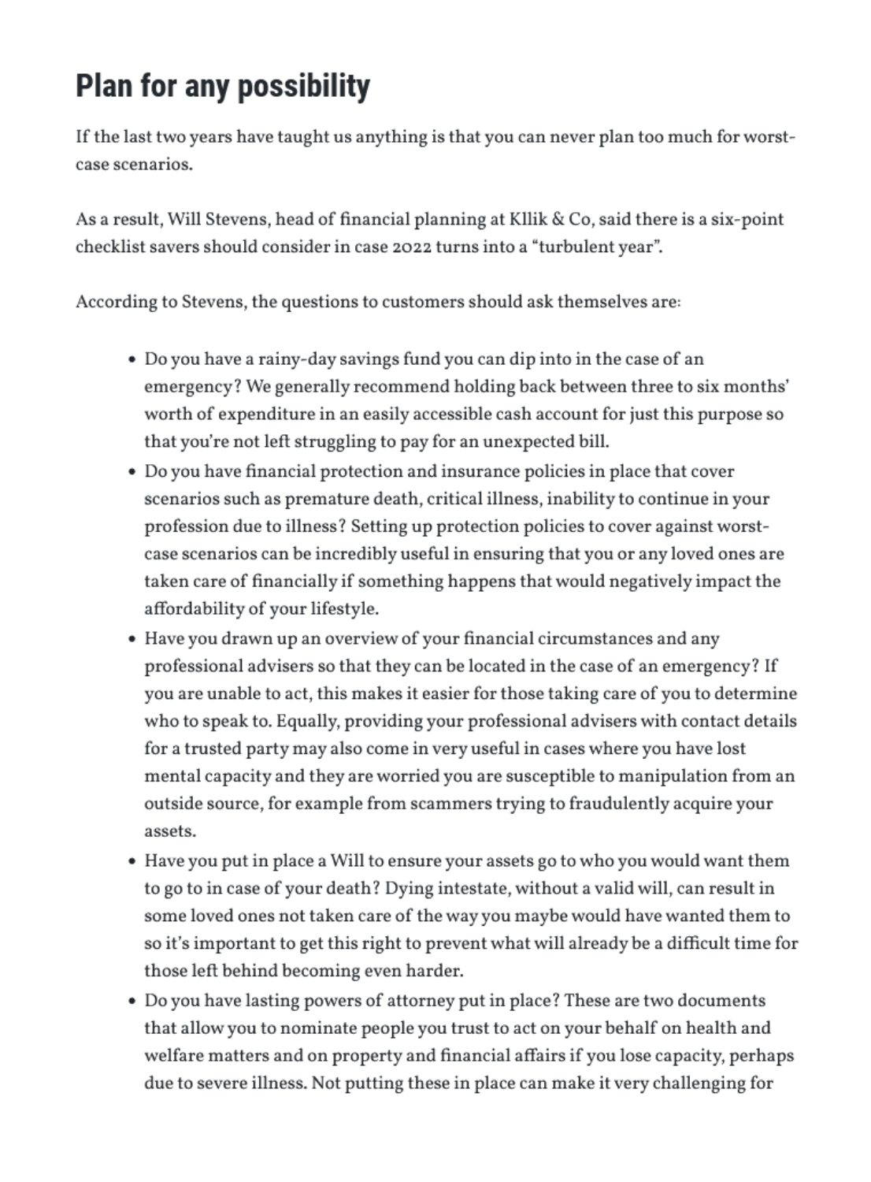## Plan for any possibility

If the last two years have taught us anything is that you can never plan too much for worst-case scenarios.

As a result, Will Stevens, head of financial planning at Kllik & Co, said there is a six-point checklist savers should consider in case 2022 turns into a "turbulent year".

According to Stevens, the questions to customers should ask themselves are:

- Do you have a rainy-day savings fund you can dip into in the case of an emergency? We generally recommend holding back between three to six months' worth of expenditure in an easily accessible cash account for just this purpose so that you're not left struggling to pay for an unexpected bill.
- Do you have financial protection and insurance policies in place that cover scenarios such as premature death, critical illness, inability to continue in your profession due to illness? Setting up protection policies to cover against worst-case scenarios can be incredibly useful in ensuring that you or any loved ones are taken care of financially if something happens that would negatively impact the affordability of your lifestyle.
- Have you drawn up an overview of your financial circumstances and any professional advisers so that they can be located in the case of an emergency? If you are unable to act, this makes it easier for those taking care of you to determine who to speak to. Equally, providing your professional advisers with contact details for a trusted party may also come in very useful in cases where you have lost mental capacity and they are worried you are susceptible to manipulation from an outside source, for example from scammers trying to fraudulently acquire your assets.
- Have you put in place a Will to ensure your assets go to who you would want them to go to in case of your death? Dying intestate, without a valid will, can result in some loved ones not taken care of the way you maybe would have wanted them to so it's important to get this right to prevent what will already be a difficult time for those left behind becoming even harder.
- Do you have lasting powers of attorney put in place? These are two documents that allow you to nominate people you trust to act on your behalf on health and welfare matters and on property and financial affairs if you lose capacity, perhaps due to severe illness. Not putting these in place can make it very challenging for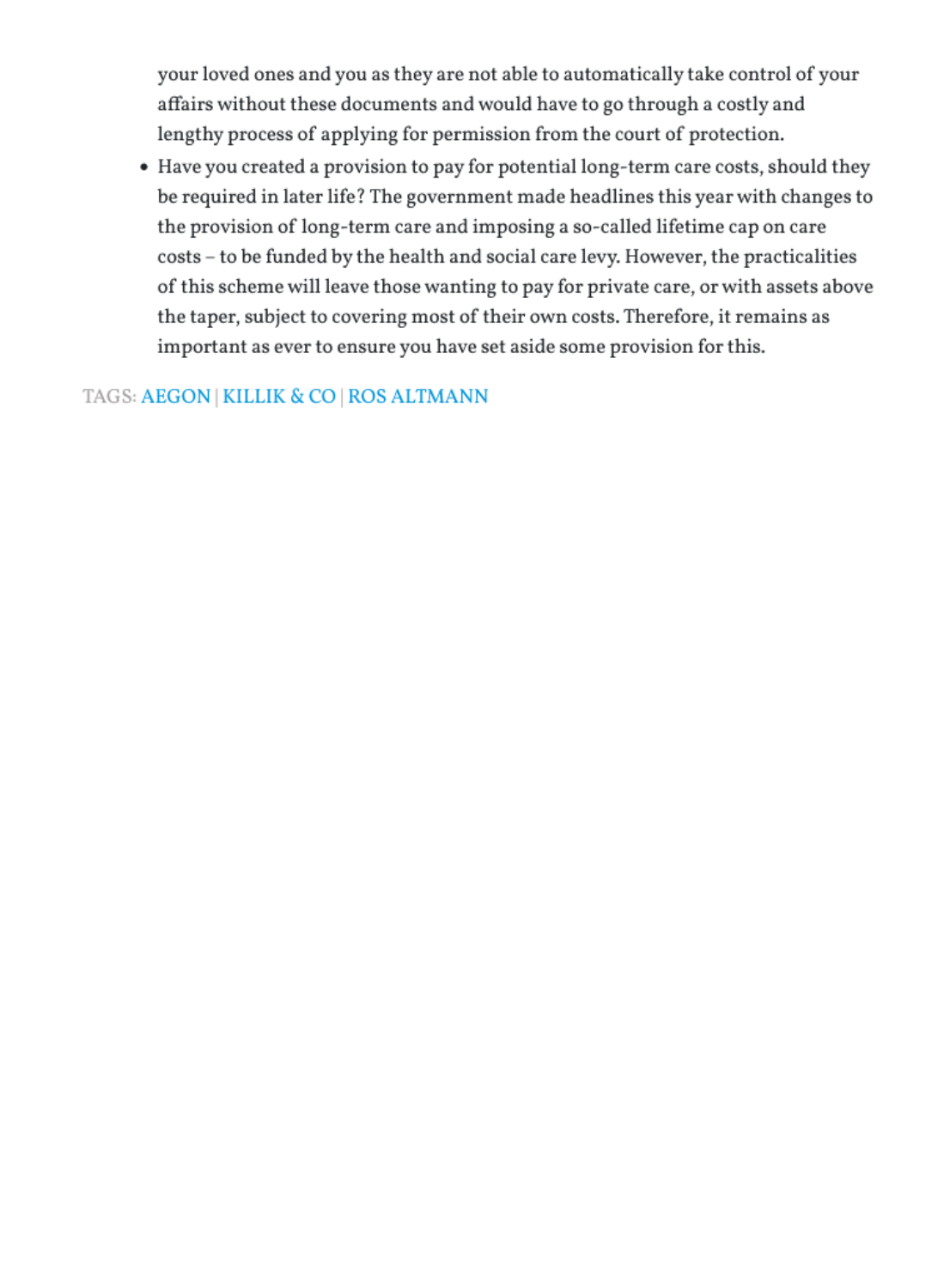your loved ones and you as they are not able to automatically take control of your affairs without these documents and would have to go through a costly and lengthy process of applying for permission from the court of protection.

- Have you created a provision to pay for potential long-term care costs, should they be required in later life? The government made headlines this year with changes to the provision of long-term care and imposing a so-called lifetime cap on care costs – to be funded by the health and social care levy. However, the practicalities of this scheme will leave those wanting to pay for private care, or with assets above the taper, subject to covering most of their own costs. Therefore, it remains as important as ever to ensure you have set aside some provision for this.

TAGS: AEGON | KILLIK & CO | ROS ALTMANN